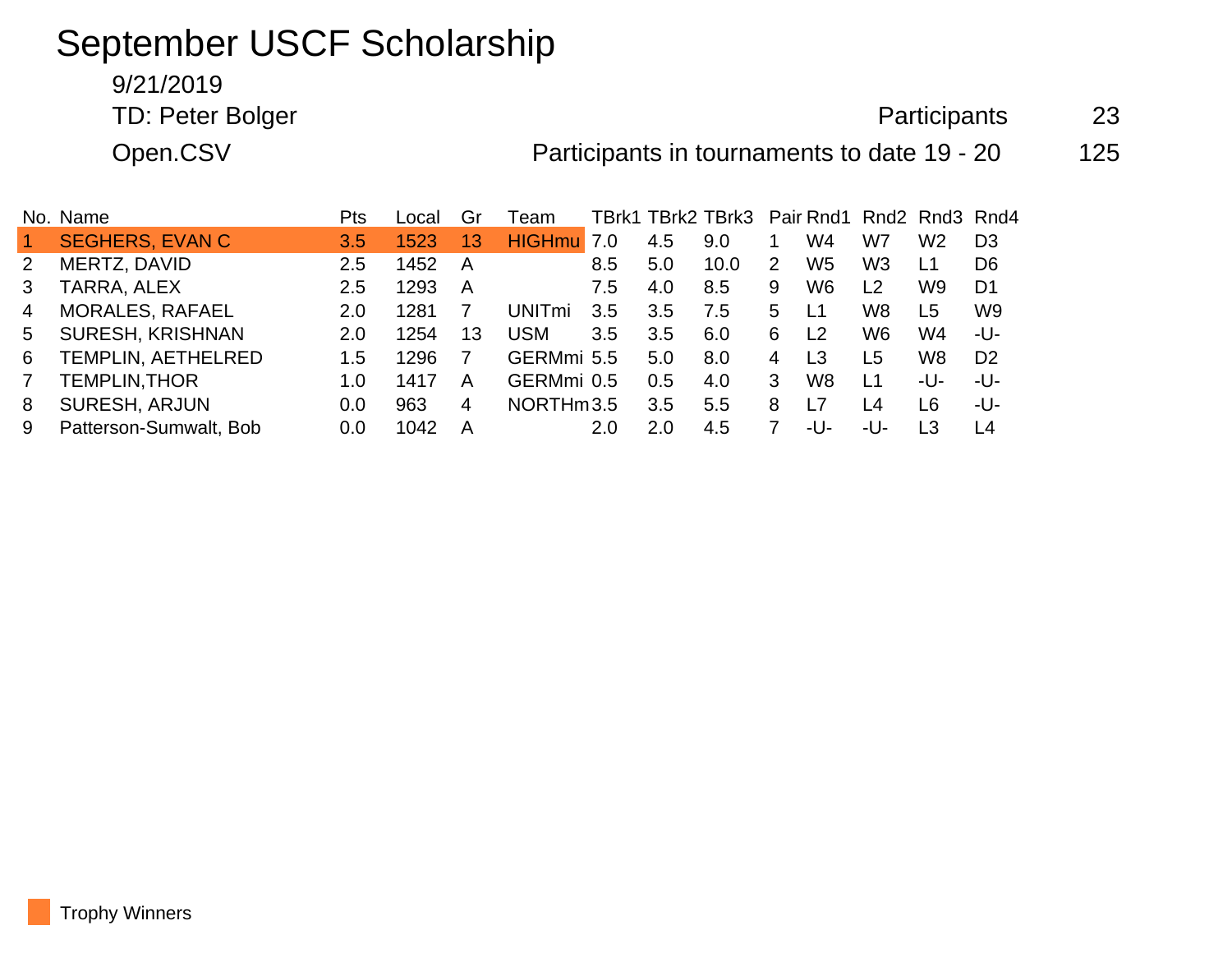# September USCF Scholarship

9/21/2019

TD: Peter Bolger

Participants 23

Open.CSV

Participants in tournaments to date 19 - 20 125

| No. | Name | Pts | Local | Gr | Team | TBrk1 | TBrk2 | TBrk3 | Pair | Rnd1 | Rnd2 | Rnd3 | Rnd4 |
|---|---|---|---|---|---|---|---|---|---|---|---|---|---|
| 1 | SEGHERS, EVAN C | 3.5 | 1523 | 13 | HIGHmu | 7.0 | 4.5 | 9.0 | 1 | W4 | W7 | W2 | D3 |
| 2 | MERTZ, DAVID | 2.5 | 1452 | A | | 8.5 | 5.0 | 10.0 | 2 | W5 | W3 | L1 | D6 |
| 3 | TARRA, ALEX | 2.5 | 1293 | A | | 7.5 | 4.0 | 8.5 | 9 | W6 | L2 | W9 | D1 |
| 4 | MORALES, RAFAEL | 2.0 | 1281 | 7 | UNITmi | 3.5 | 3.5 | 7.5 | 5 | L1 | W8 | L5 | W9 |
| 5 | SURESH, KRISHNAN | 2.0 | 1254 | 13 | USM | 3.5 | 3.5 | 6.0 | 6 | L2 | W6 | W4 | -U- |
| 6 | TEMPLIN, AETHELRED | 1.5 | 1296 | 7 | GERMmi | 5.5 | 5.0 | 8.0 | 4 | L3 | L5 | W8 | D2 |
| 7 | TEMPLIN,THOR | 1.0 | 1417 | A | GERMmi | 0.5 | 0.5 | 4.0 | 3 | W8 | L1 | -U- | -U- |
| 8 | SURESH, ARJUN | 0.0 | 963 | 4 | NORTHm | 3.5 | 3.5 | 5.5 | 8 | L7 | L4 | L6 | -U- |
| 9 | Patterson-Sumwalt, Bob | 0.0 | 1042 | A | | 2.0 | 2.0 | 4.5 | 7 | -U- | -U- | L3 | L4 |

Trophy Winners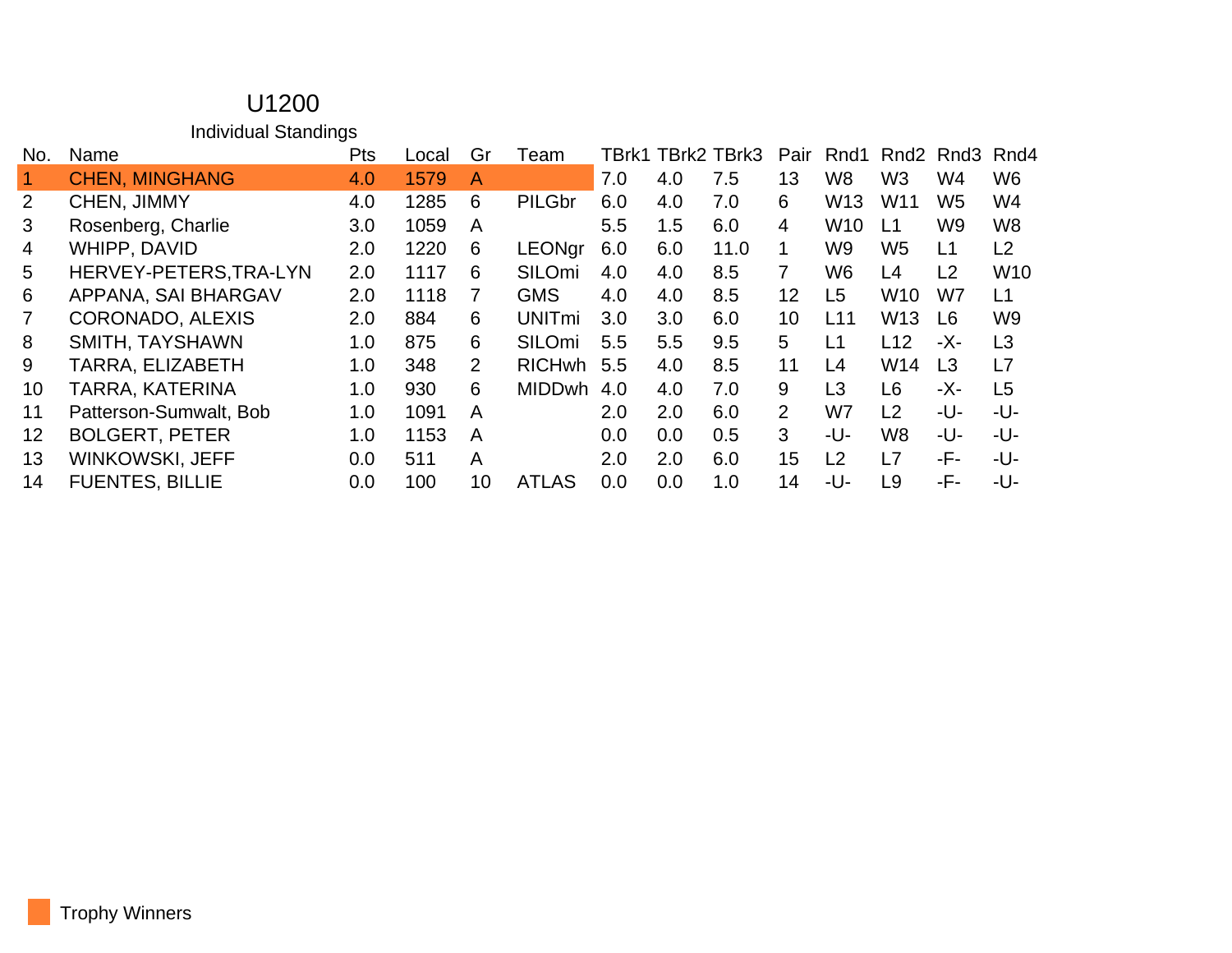# U1200

## Individual Standings

| No. | Name | Pts | Local | Gr | Team | TBrk1 | TBrk2 | TBrk3 | Pair | Rnd1 | Rnd2 | Rnd3 | Rnd4 |
|---|---|---|---|---|---|---|---|---|---|---|---|---|---|
| 1 | CHEN, MINGHANG | 4.0 | 1579 | A | | 7.0 | 4.0 | 7.5 | 13 | W8 | W3 | W4 | W6 |
| 2 | CHEN, JIMMY | 4.0 | 1285 | 6 | PILGbr | 6.0 | 4.0 | 7.0 | 6 | W13 | W11 | W5 | W4 |
| 3 | Rosenberg, Charlie | 3.0 | 1059 | A | | 5.5 | 1.5 | 6.0 | 4 | W10 | L1 | W9 | W8 |
| 4 | WHIPP, DAVID | 2.0 | 1220 | 6 | LEONgr | 6.0 | 6.0 | 11.0 | 1 | W9 | W5 | L1 | L2 |
| 5 | HERVEY-PETERS,TRA-LYN | 2.0 | 1117 | 6 | SILOmi | 4.0 | 4.0 | 8.5 | 7 | W6 | L4 | L2 | W10 |
| 6 | APPANA, SAI BHARGAV | 2.0 | 1118 | 7 | GMS | 4.0 | 4.0 | 8.5 | 12 | L5 | W10 | W7 | L1 |
| 7 | CORONADO, ALEXIS | 2.0 | 884 | 6 | UNITmi | 3.0 | 3.0 | 6.0 | 10 | L11 | W13 | L6 | W9 |
| 8 | SMITH, TAYSHAWN | 1.0 | 875 | 6 | SILOmi | 5.5 | 5.5 | 9.5 | 5 | L1 | L12 | -X- | L3 |
| 9 | TARRA, ELIZABETH | 1.0 | 348 | 2 | RICHwh | 5.5 | 4.0 | 8.5 | 11 | L4 | W14 | L3 | L7 |
| 10 | TARRA, KATERINA | 1.0 | 930 | 6 | MIDDwh | 4.0 | 4.0 | 7.0 | 9 | L3 | L6 | -X- | L5 |
| 11 | Patterson-Sumwalt, Bob | 1.0 | 1091 | A | | 2.0 | 2.0 | 6.0 | 2 | W7 | L2 | -U- | -U- |
| 12 | BOLGERT, PETER | 1.0 | 1153 | A | | 0.0 | 0.0 | 0.5 | 3 | -U- | W8 | -U- | -U- |
| 13 | WINKOWSKI, JEFF | 0.0 | 511 | A | | 2.0 | 2.0 | 6.0 | 15 | L2 | L7 | -F- | -U- |
| 14 | FUENTES, BILLIE | 0.0 | 100 | 10 | ATLAS | 0.0 | 0.0 | 1.0 | 14 | -U- | L9 | -F- | -U- |

Trophy Winners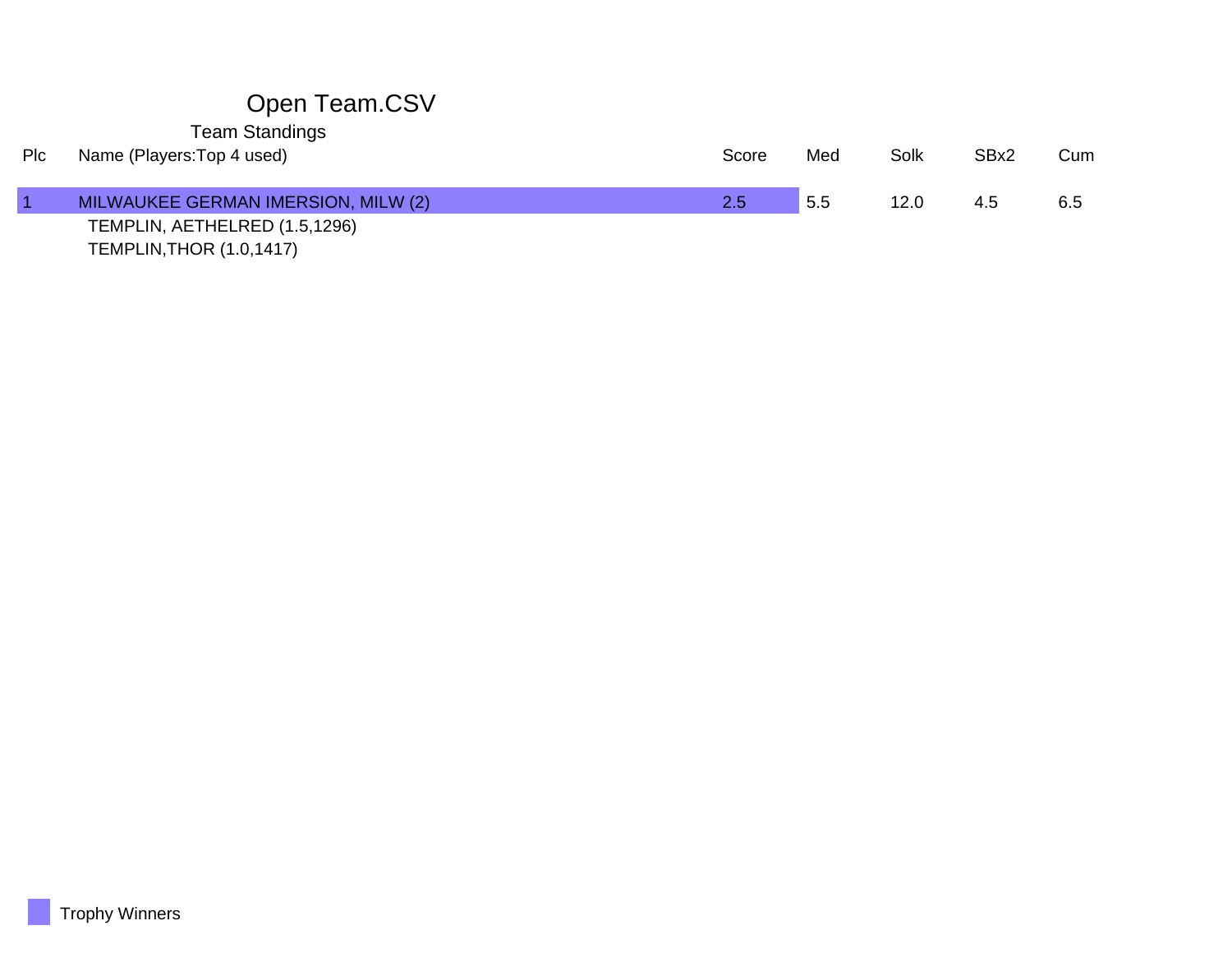# Open Team.CSV

## Team Standings

| Plc | Name (Players:Top 4 used) | Score | Med | Solk | SBx2 | Cum |
|---|---|---|---|---|---|---|
| 1 | MILWAUKEE GERMAN IMERSION, MILW (2) | 2.5 | 5.5 | 12.0 | 4.5 | 6.5 |
| | TEMPLIN, AETHELRED (1.5,1296) | | | | | |
| | TEMPLIN,THOR (1.0,1417) | | | | | |

Trophy Winners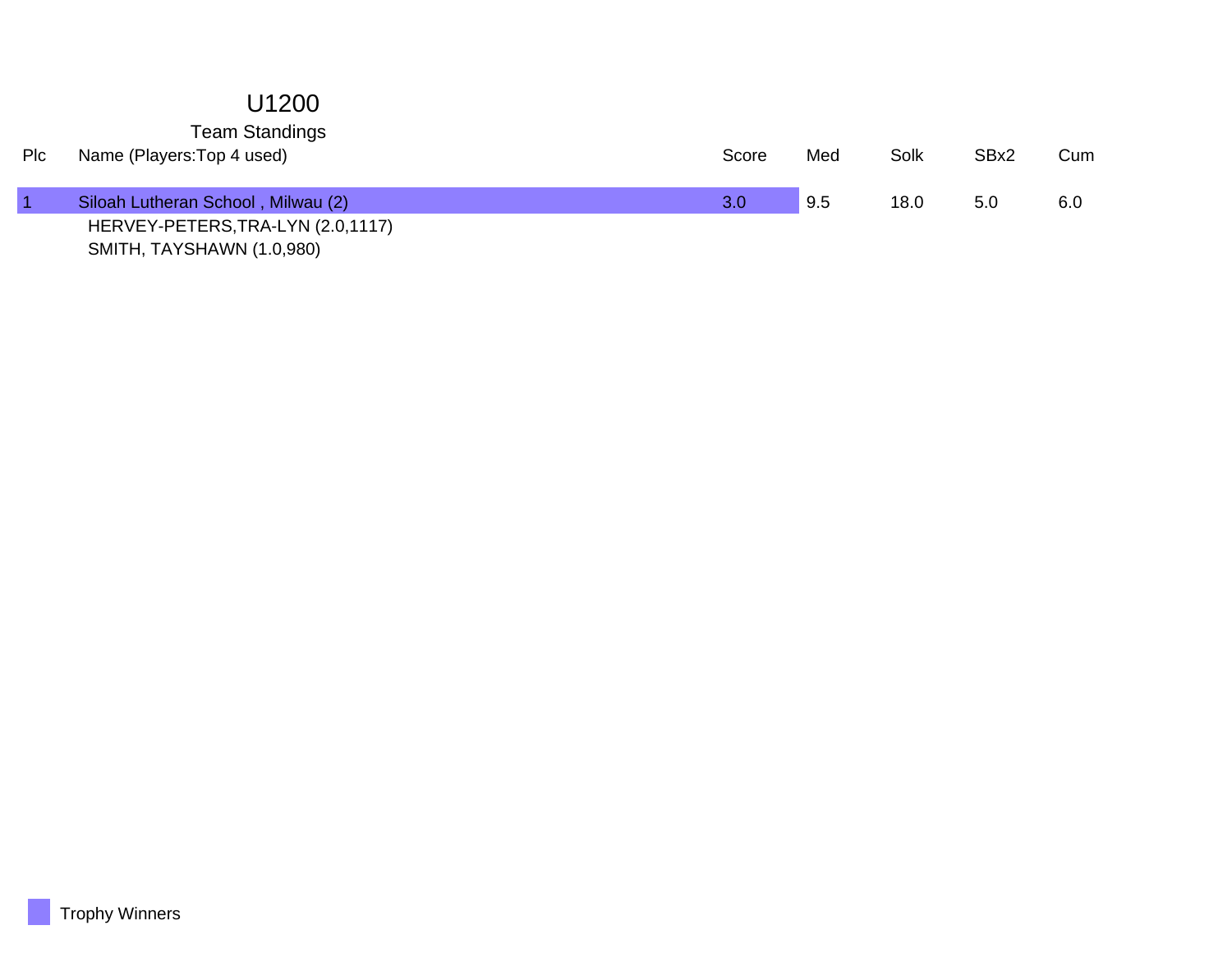# U1200

## Team Standings

| Plc | Name (Players:Top 4 used) | Score | Med | Solk | SBx2 | Cum |
|---|---|---|---|---|---|---|
| 1 | Siloah Lutheran School , Milwau (2) | 3.0 | 9.5 | 18.0 | 5.0 | 6.0 |
| | HERVEY-PETERS,TRA-LYN (2.0,1117) | | | | | |
| | SMITH, TAYSHAWN (1.0,980) | | | | | |

Trophy Winners